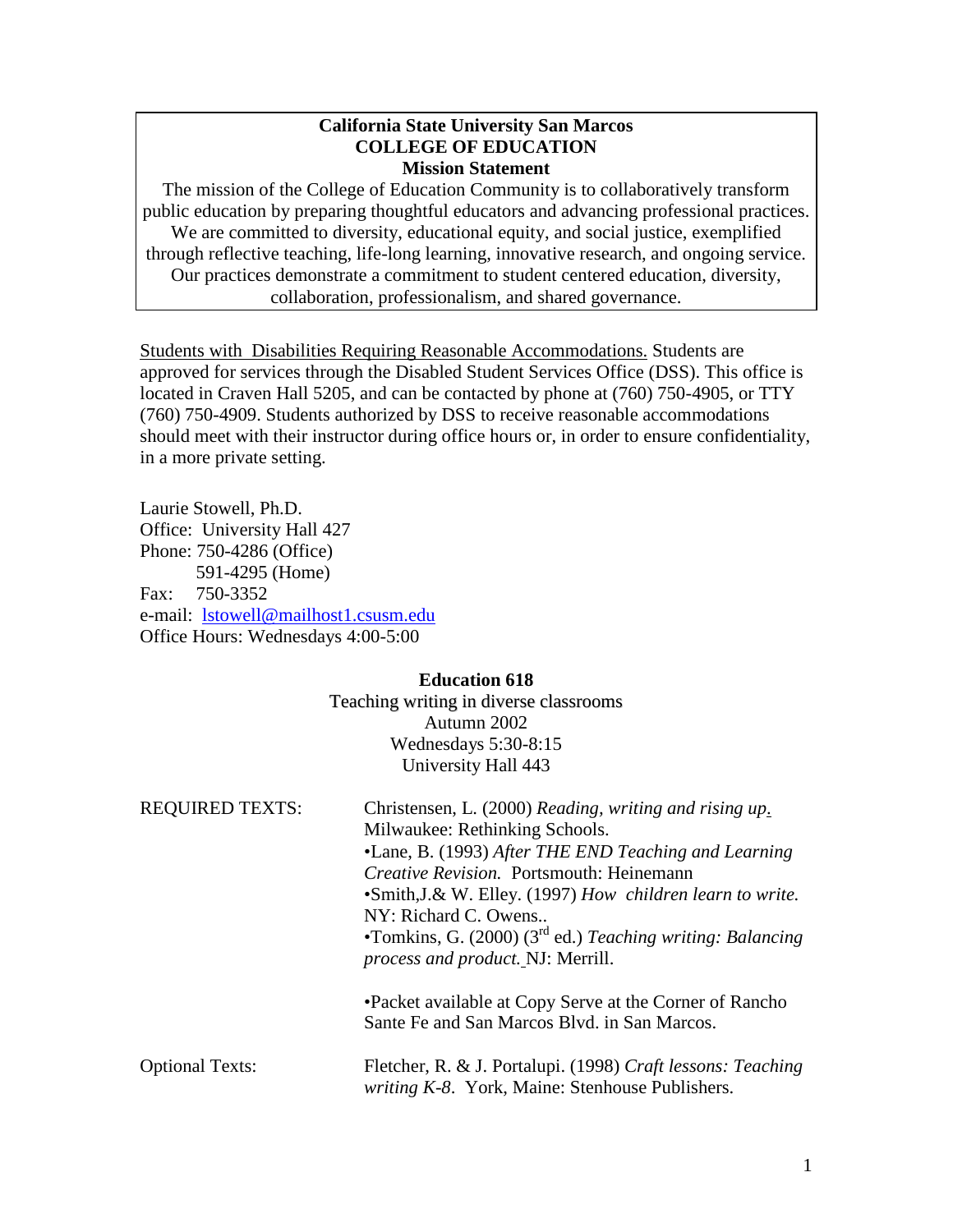**California State University San Marcos**
**COLLEGE OF EDUCATION**
**Mission Statement**

The mission of the College of Education Community is to collaboratively transform public education by preparing thoughtful educators and advancing professional practices. We are committed to diversity, educational equity, and social justice, exemplified through reflective teaching, life-long learning, innovative research, and ongoing service. Our practices demonstrate a commitment to student centered education, diversity, collaboration, professionalism, and shared governance.

Students with Disabilities Requiring Reasonable Accommodations. Students are approved for services through the Disabled Student Services Office (DSS). This office is located in Craven Hall 5205, and can be contacted by phone at (760) 750-4905, or TTY (760) 750-4909. Students authorized by DSS to receive reasonable accommodations should meet with their instructor during office hours or, in order to ensure confidentiality, in a more private setting.

Laurie Stowell, Ph.D.
Office: University Hall 427
Phone: 750-4286 (Office)
591-4295 (Home)
Fax: 750-3352
e-mail: lstowell@mailhost1.csusm.edu
Office Hours: Wednesdays 4:00-5:00

**Education 618**
Teaching writing in diverse classrooms
Autumn 2002
Wednesdays 5:30-8:15
University Hall 443

REQUIRED TEXTS:

Christensen, L. (2000) *Reading, writing and rising up*. Milwaukee: Rethinking Schools.

•Lane, B. (1993) *After THE END Teaching and Learning Creative Revision.* Portsmouth: Heinemann

•Smith,J.& W. Elley. (1997) *How children learn to write.* NY: Richard C. Owens..

•Tomkins, G. (2000) (3rd ed.) *Teaching writing: Balancing process and product.* NJ: Merrill.

•Packet available at Copy Serve at the Corner of Rancho Sante Fe and San Marcos Blvd. in San Marcos.

Optional Texts:

Fletcher, R. & J. Portalupi. (1998) *Craft lessons: Teaching writing K-8*. York, Maine: Stenhouse Publishers.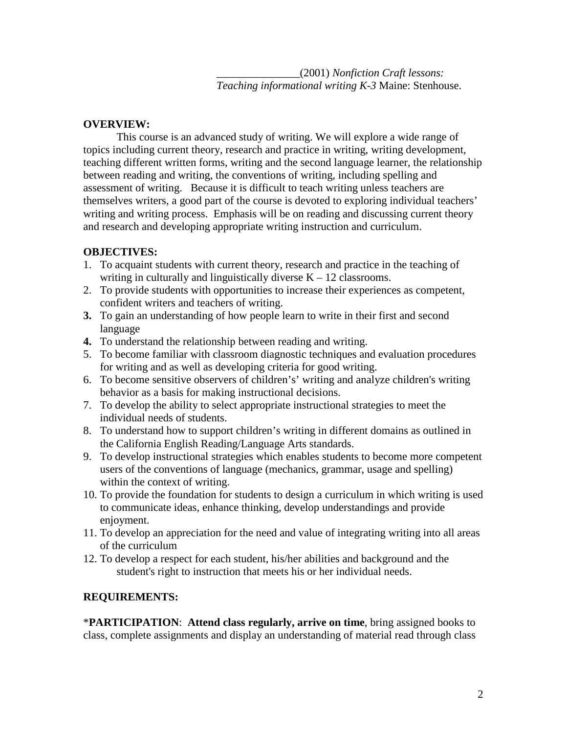_______________(2001) *Nonfiction Craft lessons: Teaching informational writing K-3* Maine: Stenhouse.

**OVERVIEW:**

This course is an advanced study of writing. We will explore a wide range of topics including current theory, research and practice in writing, writing development, teaching different written forms, writing and the second language learner, the relationship between reading and writing, the conventions of writing, including spelling and assessment of writing. Because it is difficult to teach writing unless teachers are themselves writers, a good part of the course is devoted to exploring individual teachers' writing and writing process. Emphasis will be on reading and discussing current theory and research and developing appropriate writing instruction and curriculum.

**OBJECTIVES:**

1. To acquaint students with current theory, research and practice in the teaching of writing in culturally and linguistically diverse K – 12 classrooms.
2. To provide students with opportunities to increase their experiences as competent, confident writers and teachers of writing.
3. To gain an understanding of how people learn to write in their first and second language
4. To understand the relationship between reading and writing.
5. To become familiar with classroom diagnostic techniques and evaluation procedures for writing and as well as developing criteria for good writing.
6. To become sensitive observers of children's' writing and analyze children's writing behavior as a basis for making instructional decisions.
7. To develop the ability to select appropriate instructional strategies to meet the individual needs of students.
8. To understand how to support children's writing in different domains as outlined in the California English Reading/Language Arts standards.
9. To develop instructional strategies which enables students to become more competent users of the conventions of language (mechanics, grammar, usage and spelling) within the context of writing.
10. To provide the foundation for students to design a curriculum in which writing is used to communicate ideas, enhance thinking, develop understandings and provide enjoyment.
11. To develop an appreciation for the need and value of integrating writing into all areas of the curriculum
12. To develop a respect for each student, his/her abilities and background and the student's right to instruction that meets his or her individual needs.

**REQUIREMENTS:**

*__PARTICIPATION__: **Attend class regularly, arrive on time**, bring assigned books to class, complete assignments and display an understanding of material read through class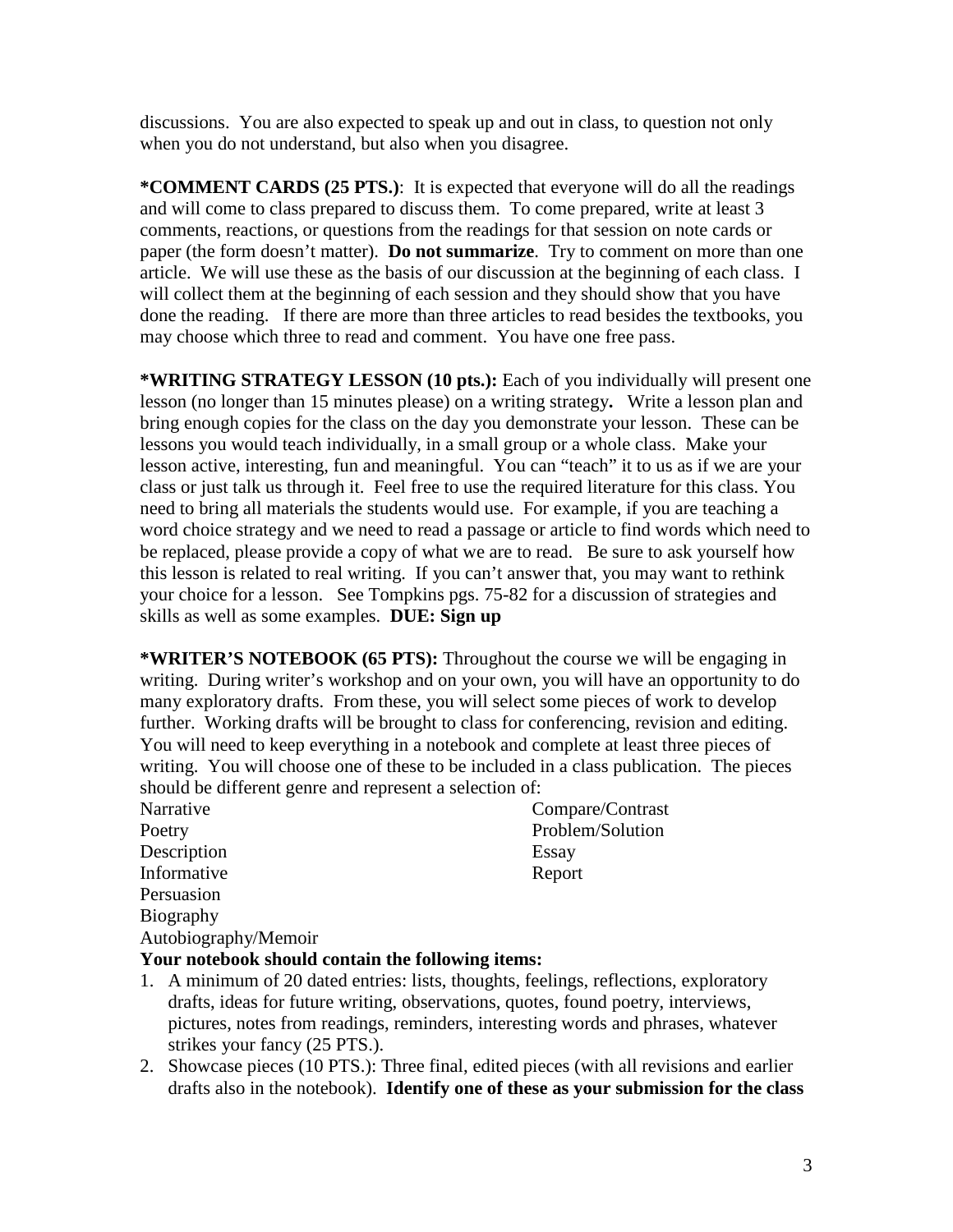discussions. You are also expected to speak up and out in class, to question not only when you do not understand, but also when you disagree.

**\*COMMENT CARDS (25 PTS.)**: It is expected that everyone will do all the readings and will come to class prepared to discuss them. To come prepared, write at least 3 comments, reactions, or questions from the readings for that session on note cards or paper (the form doesn't matter). **Do not summarize**. Try to comment on more than one article. We will use these as the basis of our discussion at the beginning of each class. I will collect them at the beginning of each session and they should show that you have done the reading. If there are more than three articles to read besides the textbooks, you may choose which three to read and comment. You have one free pass.

**\*WRITING STRATEGY LESSON (10 pts.):** Each of you individually will present one lesson (no longer than 15 minutes please) on a writing strategy**.** Write a lesson plan and bring enough copies for the class on the day you demonstrate your lesson. These can be lessons you would teach individually, in a small group or a whole class. Make your lesson active, interesting, fun and meaningful. You can "teach" it to us as if we are your class or just talk us through it. Feel free to use the required literature for this class. You need to bring all materials the students would use. For example, if you are teaching a word choice strategy and we need to read a passage or article to find words which need to be replaced, please provide a copy of what we are to read. Be sure to ask yourself how this lesson is related to real writing. If you can't answer that, you may want to rethink your choice for a lesson. See Tompkins pgs. 75-82 for a discussion of strategies and skills as well as some examples. **DUE: Sign up**

**\*WRITER'S NOTEBOOK (65 PTS):** Throughout the course we will be engaging in writing. During writer's workshop and on your own, you will have an opportunity to do many exploratory drafts. From these, you will select some pieces of work to develop further. Working drafts will be brought to class for conferencing, revision and editing. You will need to keep everything in a notebook and complete at least three pieces of writing. You will choose one of these to be included in a class publication. The pieces should be different genre and represent a selection of:

- Narrative
- Poetry
- Description
- Informative
- Persuasion
- Biography
- Autobiography/Memoir
- Compare/Contrast
- Problem/Solution
- Essay
- Report

**Your notebook should contain the following items:**

1. A minimum of 20 dated entries: lists, thoughts, feelings, reflections, exploratory drafts, ideas for future writing, observations, quotes, found poetry, interviews, pictures, notes from readings, reminders, interesting words and phrases, whatever strikes your fancy (25 PTS.).
2. Showcase pieces (10 PTS.): Three final, edited pieces (with all revisions and earlier drafts also in the notebook). **Identify one of these as your submission for the class**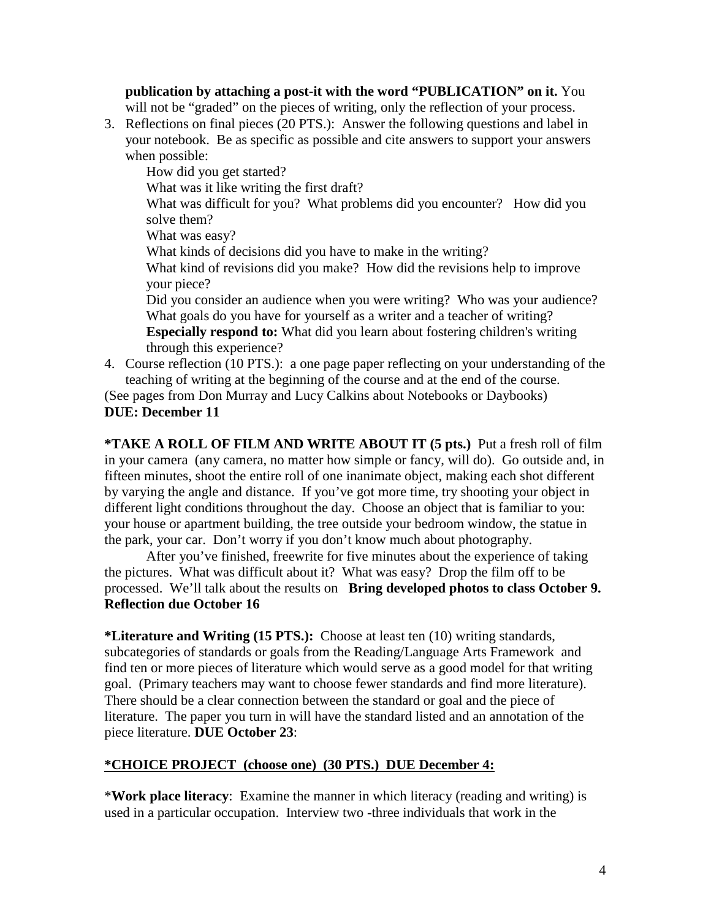**publication by attaching a post-it with the word "PUBLICATION" on it.** You will not be "graded" on the pieces of writing, only the reflection of your process.

3. Reflections on final pieces (20 PTS.): Answer the following questions and label in your notebook. Be as specific as possible and cite answers to support your answers when possible:
   - How did you get started?
   - What was it like writing the first draft?
   - What was difficult for you? What problems did you encounter? How did you solve them?
   - What was easy?
   - What kinds of decisions did you have to make in the writing?
   - What kind of revisions did you make? How did the revisions help to improve your piece?
   - Did you consider an audience when you were writing? Who was your audience?
   - What goals do you have for yourself as a writer and a teacher of writing?
   - **Especially respond to:** What did you learn about fostering children's writing through this experience?
4. Course reflection (10 PTS.): a one page paper reflecting on your understanding of the teaching of writing at the beginning of the course and at the end of the course.

(See pages from Don Murray and Lucy Calkins about Notebooks or Daybooks)
**DUE: December 11**

**\*TAKE A ROLL OF FILM AND WRITE ABOUT IT (5 pts.)** Put a fresh roll of film in your camera (any camera, no matter how simple or fancy, will do). Go outside and, in fifteen minutes, shoot the entire roll of one inanimate object, making each shot different by varying the angle and distance. If you've got more time, try shooting your object in different light conditions throughout the day. Choose an object that is familiar to you: your house or apartment building, the tree outside your bedroom window, the statue in the park, your car. Don't worry if you don't know much about photography.

After you've finished, freewrite for five minutes about the experience of taking the pictures. What was difficult about it? What was easy? Drop the film off to be processed. We'll talk about the results on **Bring developed photos to class October 9. Reflection due October 16**

**\*Literature and Writing (15 PTS.):** Choose at least ten (10) writing standards, subcategories of standards or goals from the Reading/Language Arts Framework and find ten or more pieces of literature which would serve as a good model for that writing goal. (Primary teachers may want to choose fewer standards and find more literature). There should be a clear connection between the standard or goal and the piece of literature. The paper you turn in will have the standard listed and an annotation of the piece literature. **DUE October 23**:

**<u>\*CHOICE PROJECT (choose one) (30 PTS.) DUE December 4:</u>**

\***Work place literacy**: Examine the manner in which literacy (reading and writing) is used in a particular occupation. Interview two -three individuals that work in the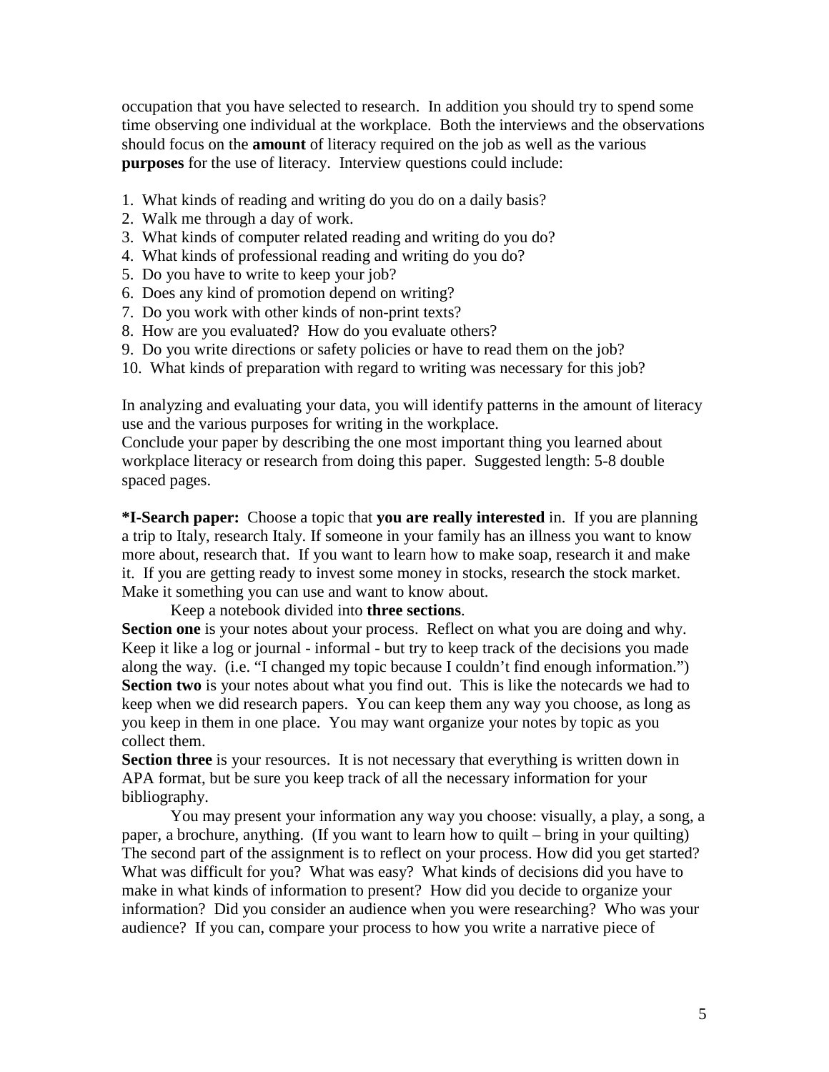occupation that you have selected to research. In addition you should try to spend some time observing one individual at the workplace. Both the interviews and the observations should focus on the **amount** of literacy required on the job as well as the various **purposes** for the use of literacy. Interview questions could include:

1. What kinds of reading and writing do you do on a daily basis?
2. Walk me through a day of work.
3. What kinds of computer related reading and writing do you do?
4. What kinds of professional reading and writing do you do?
5. Do you have to write to keep your job?
6. Does any kind of promotion depend on writing?
7. Do you work with other kinds of non-print texts?
8. How are you evaluated? How do you evaluate others?
9. Do you write directions or safety policies or have to read them on the job?
10. What kinds of preparation with regard to writing was necessary for this job?

In analyzing and evaluating your data, you will identify patterns in the amount of literacy use and the various purposes for writing in the workplace.
Conclude your paper by describing the one most important thing you learned about workplace literacy or research from doing this paper. Suggested length: 5-8 double spaced pages.

**\*I-Search paper:** Choose a topic that **you are really interested** in. If you are planning a trip to Italy, research Italy. If someone in your family has an illness you want to know more about, research that. If you want to learn how to make soap, research it and make it. If you are getting ready to invest some money in stocks, research the stock market. Make it something you can use and want to know about.

Keep a notebook divided into **three sections**.
**Section one** is your notes about your process. Reflect on what you are doing and why. Keep it like a log or journal - informal - but try to keep track of the decisions you made along the way. (i.e. "I changed my topic because I couldn't find enough information.")
**Section two** is your notes about what you find out. This is like the notecards we had to keep when we did research papers. You can keep them any way you choose, as long as you keep in them in one place. You may want organize your notes by topic as you collect them.
**Section three** is your resources. It is not necessary that everything is written down in APA format, but be sure you keep track of all the necessary information for your bibliography.

You may present your information any way you choose: visually, a play, a song, a paper, a brochure, anything. (If you want to learn how to quilt – bring in your quilting) The second part of the assignment is to reflect on your process. How did you get started? What was difficult for you? What was easy? What kinds of decisions did you have to make in what kinds of information to present? How did you decide to organize your information? Did you consider an audience when you were researching? Who was your audience? If you can, compare your process to how you write a narrative piece of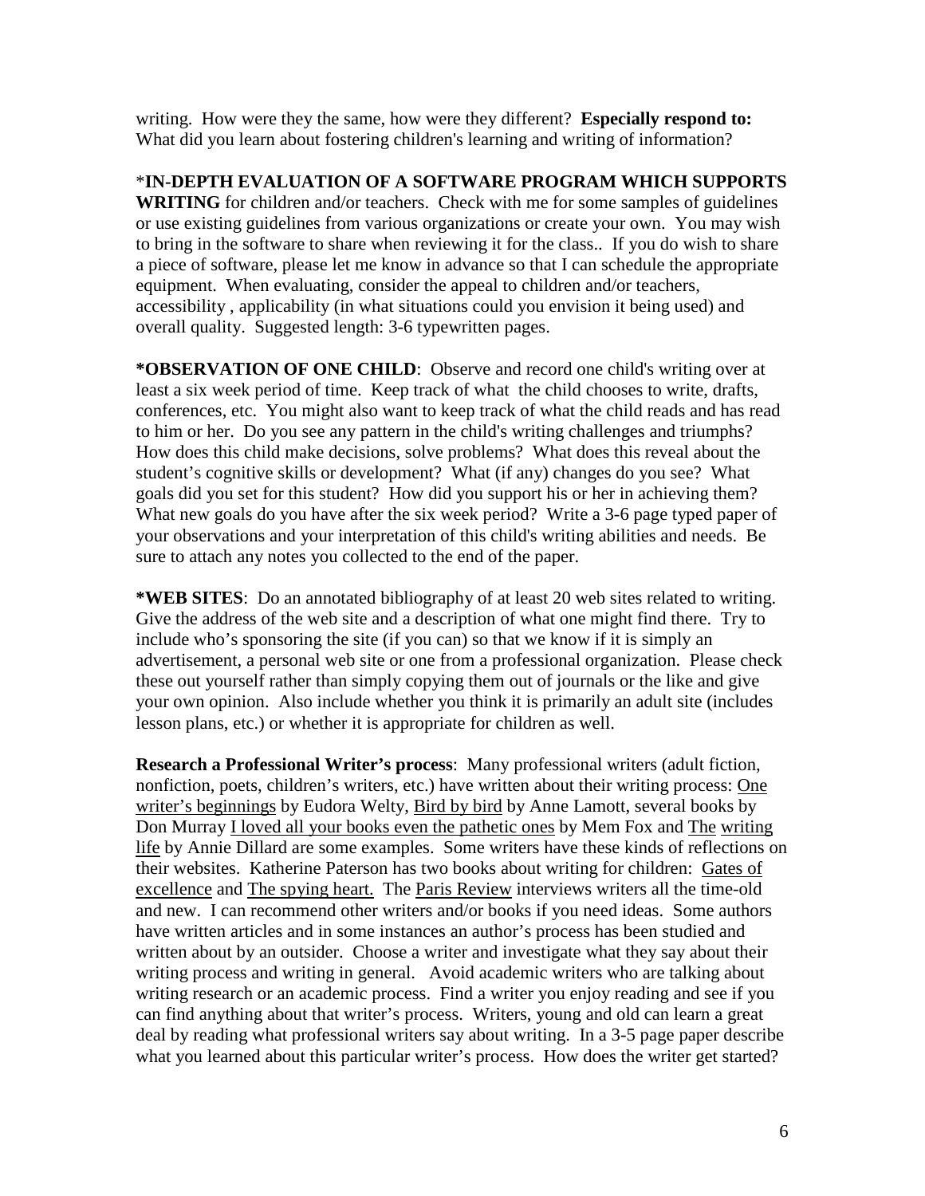writing. How were they the same, how were they different? **Especially respond to:** What did you learn about fostering children's learning and writing of information?

\***IN-DEPTH EVALUATION OF A SOFTWARE PROGRAM WHICH SUPPORTS WRITING** for children and/or teachers. Check with me for some samples of guidelines or use existing guidelines from various organizations or create your own. You may wish to bring in the software to share when reviewing it for the class.. If you do wish to share a piece of software, please let me know in advance so that I can schedule the appropriate equipment. When evaluating, consider the appeal to children and/or teachers, accessibility , applicability (in what situations could you envision it being used) and overall quality. Suggested length: 3-6 typewritten pages.

**\*OBSERVATION OF ONE CHILD**: Observe and record one child's writing over at least a six week period of time. Keep track of what the child chooses to write, drafts, conferences, etc. You might also want to keep track of what the child reads and has read to him or her. Do you see any pattern in the child's writing challenges and triumphs? How does this child make decisions, solve problems? What does this reveal about the student's cognitive skills or development? What (if any) changes do you see? What goals did you set for this student? How did you support his or her in achieving them? What new goals do you have after the six week period? Write a 3-6 page typed paper of your observations and your interpretation of this child's writing abilities and needs. Be sure to attach any notes you collected to the end of the paper.

**\*WEB SITES**: Do an annotated bibliography of at least 20 web sites related to writing. Give the address of the web site and a description of what one might find there. Try to include who's sponsoring the site (if you can) so that we know if it is simply an advertisement, a personal web site or one from a professional organization. Please check these out yourself rather than simply copying them out of journals or the like and give your own opinion. Also include whether you think it is primarily an adult site (includes lesson plans, etc.) or whether it is appropriate for children as well.

**Research a Professional Writer's process**: Many professional writers (adult fiction, nonfiction, poets, children's writers, etc.) have written about their writing process: <u>One writer's beginnings</u> by Eudora Welty, <u>Bird by bird</u> by Anne Lamott, several books by Don Murray <u>I loved all your books even the pathetic ones</u> by Mem Fox and <u>The writing life</u> by Annie Dillard are some examples. Some writers have these kinds of reflections on their websites. Katherine Paterson has two books about writing for children: <u>Gates of excellence</u> and <u>The spying heart.</u> The <u>Paris Review</u> interviews writers all the time-old and new. I can recommend other writers and/or books if you need ideas. Some authors have written articles and in some instances an author's process has been studied and written about by an outsider. Choose a writer and investigate what they say about their writing process and writing in general. Avoid academic writers who are talking about writing research or an academic process. Find a writer you enjoy reading and see if you can find anything about that writer's process. Writers, young and old can learn a great deal by reading what professional writers say about writing. In a 3-5 page paper describe what you learned about this particular writer's process. How does the writer get started?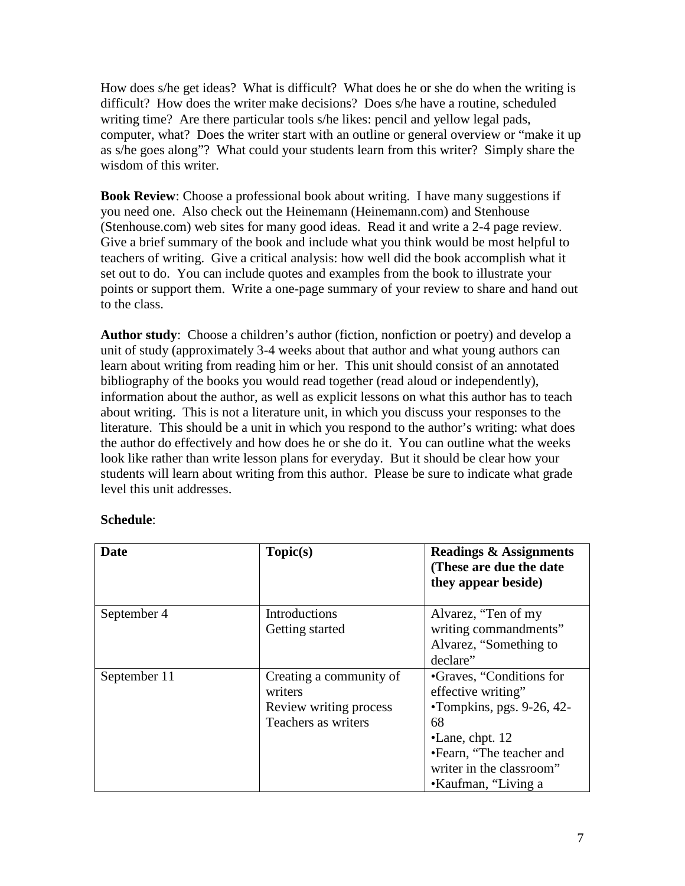How does s/he get ideas? What is difficult? What does he or she do when the writing is difficult? How does the writer make decisions? Does s/he have a routine, scheduled writing time? Are there particular tools s/he likes: pencil and yellow legal pads, computer, what? Does the writer start with an outline or general overview or "make it up as s/he goes along"? What could your students learn from this writer? Simply share the wisdom of this writer.

**Book Review**: Choose a professional book about writing. I have many suggestions if you need one. Also check out the Heinemann (Heinemann.com) and Stenhouse (Stenhouse.com) web sites for many good ideas. Read it and write a 2-4 page review. Give a brief summary of the book and include what you think would be most helpful to teachers of writing. Give a critical analysis: how well did the book accomplish what it set out to do. You can include quotes and examples from the book to illustrate your points or support them. Write a one-page summary of your review to share and hand out to the class.

**Author study**: Choose a children's author (fiction, nonfiction or poetry) and develop a unit of study (approximately 3-4 weeks about that author and what young authors can learn about writing from reading him or her. This unit should consist of an annotated bibliography of the books you would read together (read aloud or independently), information about the author, as well as explicit lessons on what this author has to teach about writing. This is not a literature unit, in which you discuss your responses to the literature. This should be a unit in which you respond to the author's writing: what does the author do effectively and how does he or she do it. You can outline what the weeks look like rather than write lesson plans for everyday. But it should be clear how your students will learn about writing from this author. Please be sure to indicate what grade level this unit addresses.

**Schedule**:

| **Date** | **Topic(s)** | **Readings & Assignments (These are due the date they appear beside)** |
|---|---|---|
| September 4 | Introductions<br>Getting started | Alvarez, "Ten of my writing commandments"<br>Alvarez, "Something to declare" |
| September 11 | Creating a community of writers<br>Review writing process<br>Teachers as writers | •Graves, "Conditions for effective writing"<br>•Tompkins, pgs. 9-26, 42-68<br>•Lane, chpt. 12<br>•Fearn, "The teacher and writer in the classroom"<br>•Kaufman, "Living a |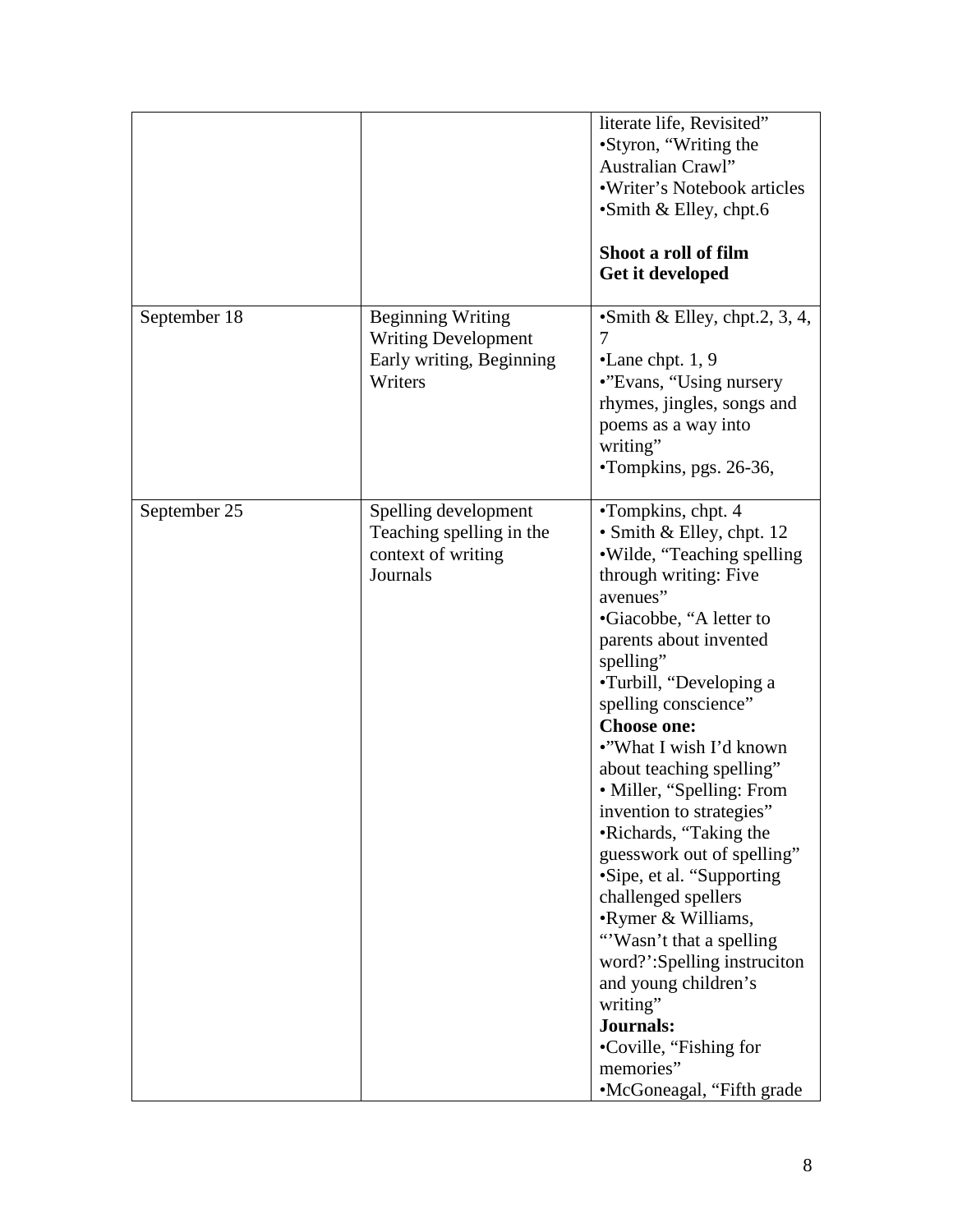| | | |
|---|---|---|
| | | literate life, Revisited"<br>•Styron, "Writing the Australian Crawl"<br>•Writer's Notebook articles<br>•Smith & Elley, chpt.6<br><br>**Shoot a roll of film**<br>**Get it developed** |
| September 18 | Beginning Writing<br>Writing Development<br>Early writing, Beginning Writers | •Smith & Elley, chpt.2, 3, 4, 7<br>•Lane chpt. 1, 9<br>•"Evans, "Using nursery rhymes, jingles, songs and poems as a way into writing"<br>•Tompkins, pgs. 26-36, |
| September 25 | Spelling development<br>Teaching spelling in the context of writing<br>Journals | •Tompkins, chpt. 4<br>• Smith & Elley, chpt. 12<br>•Wilde, "Teaching spelling through writing: Five avenues"<br>•Giacobbe, "A letter to parents about invented spelling"<br>•Turbill, "Developing a spelling conscience"<br>**Choose one:**<br>•"What I wish I'd known about teaching spelling"<br>• Miller, "Spelling: From invention to strategies"<br>•Richards, "Taking the guesswork out of spelling"<br>•Sipe, et al. "Supporting challenged spellers<br>•Rymer & Williams, "'Wasn't that a spelling word?':Spelling instruciton and young children's writing"<br>**Journals:**<br>•Coville, "Fishing for memories"<br>•McGoneagal, "Fifth grade |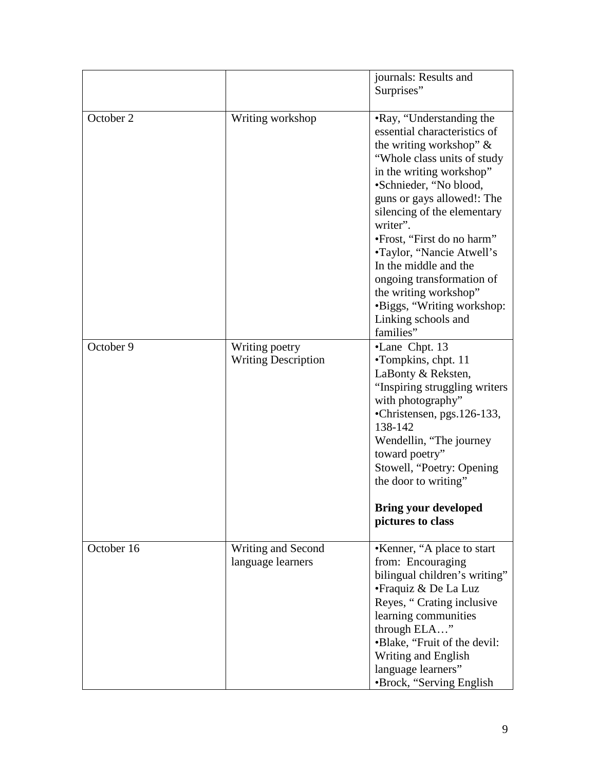| | | |
|---|---|---|
| | | journals: Results and Surprises” |
| October 2 | Writing workshop | •Ray, “Understanding the essential characteristics of the writing workshop” & “Whole class units of study in the writing workshop”<br>•Schnieder, “No blood, guns or gays allowed!: The silencing of the elementary writer”.<br>•Frost, “First do no harm”<br>•Taylor, “Nancie Atwell’s In the middle and the ongoing transformation of the writing workshop”<br>•Biggs, “Writing workshop: Linking schools and families” |
| October 9 | Writing poetry<br>Writing Description | •Lane Chpt. 13<br>•Tompkins, chpt. 11<br>LaBonty & Reksten, “Inspiring struggling writers with photography”<br>•Christensen, pgs.126-133, 138-142<br>Wendellin, “The journey toward poetry”<br>Stowell, “Poetry: Opening the door to writing”<br><br>**Bring your developed pictures to class** |
| October 16 | Writing and Second language learners | •Kenner, “A place to start from: Encouraging bilingual children’s writing”<br>•Fraquiz & De La Luz Reyes, “ Crating inclusive learning communities through ELA…”<br>•Blake, “Fruit of the devil: Writing and English language learners”<br>•Brock, “Serving English |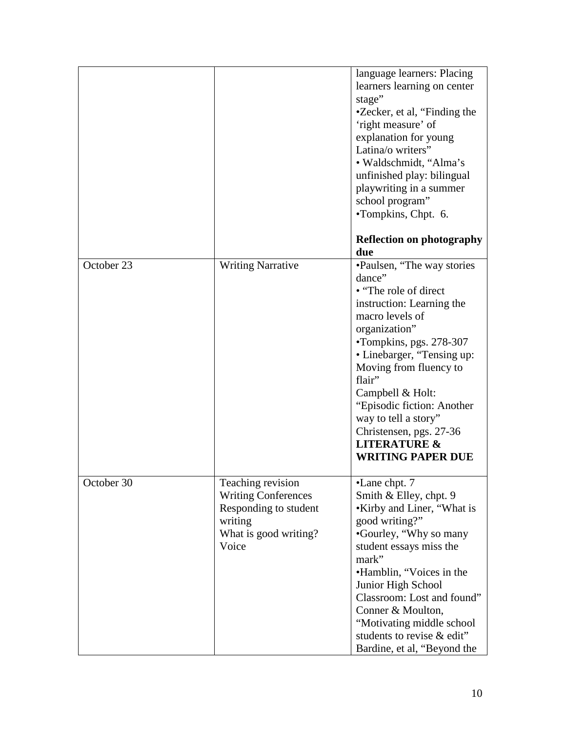| | | |
|---|---|---|
| | | language learners: Placing learners learning on center stage"<br>•Zecker, et al, "Finding the 'right measure' of explanation for young Latina/o writers"<br>• Waldschmidt, "Alma's unfinished play: bilingual playwriting in a summer school program"<br>•Tompkins, Chpt. 6.<br><br>**Reflection on photography due** |
| October 23 | Writing Narrative | •Paulsen, "The way stories dance"<br>• "The role of direct instruction: Learning the macro levels of organization"<br>•Tompkins, pgs. 278-307<br>• Linebarger, "Tensing up: Moving from fluency to flair"<br>Campbell & Holt: "Episodic fiction: Another way to tell a story"<br>Christensen, pgs. 27-36<br>**LITERATURE & WRITING PAPER DUE** |
| October 30 | Teaching revision<br>Writing Conferences<br>Responding to student writing<br>What is good writing?<br>Voice | •Lane chpt. 7<br>Smith & Elley, chpt. 9<br>•Kirby and Liner, "What is good writing?"<br>•Gourley, "Why so many student essays miss the mark"<br>•Hamblin, "Voices in the Junior High School Classroom: Lost and found"<br>Conner & Moulton, "Motivating middle school students to revise & edit"<br>Bardine, et al, "Beyond the |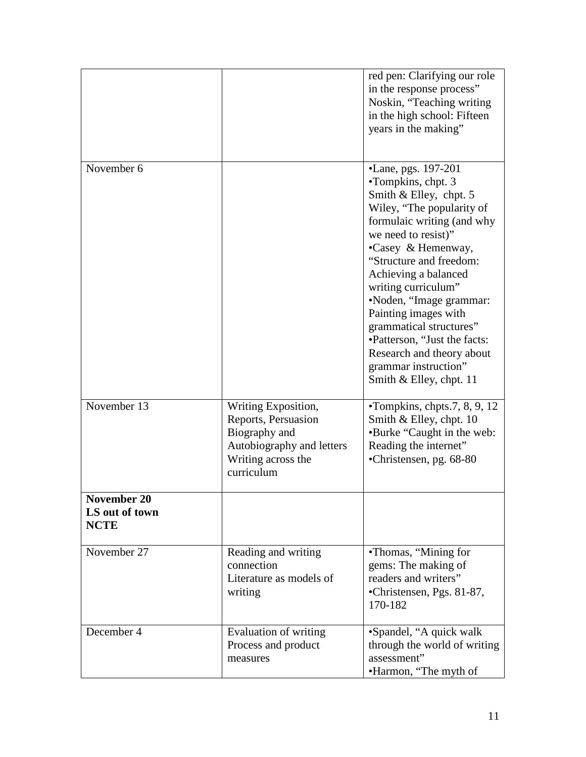| | | |
|---|---|---|
| | | red pen: Clarifying our role in the response process"<br>Noskin, "Teaching writing in the high school: Fifteen years in the making" |
| November 6 | | •Lane, pgs. 197-201<br>•Tompkins, chpt. 3<br>Smith & Elley, chpt. 5<br>Wiley, "The popularity of formulaic writing (and why we need to resist)"<br>•Casey & Hemenway, "Structure and freedom: Achieving a balanced writing curriculum"<br>•Noden, "Image grammar: Painting images with grammatical structures"<br>•Patterson, "Just the facts: Research and theory about grammar instruction"<br>Smith & Elley, chpt. 11 |
| November 13 | Writing Exposition, Reports, Persuasion<br>Biography and Autobiography and letters<br>Writing across the curriculum | •Tompkins, chpts.7, 8, 9, 12<br>Smith & Elley, chpt. 10<br>•Burke "Caught in the web: Reading the internet"<br>•Christensen, pg. 68-80 |
| **November 20**<br>**LS out of town**<br>**NCTE** | | |
| November 27 | Reading and writing connection<br>Literature as models of writing | •Thomas, "Mining for gems: The making of readers and writers"<br>•Christensen, Pgs. 81-87, 170-182 |
| December 4 | Evaluation of writing<br>Process and product measures | •Spandel, "A quick walk through the world of writing assessment"<br>•Harmon, "The myth of |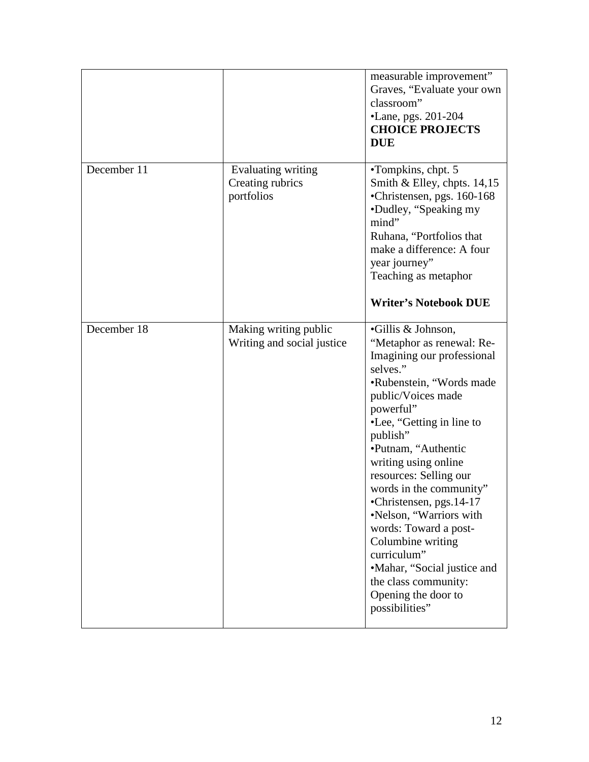| | | |
|---|---|---|
| | | measurable improvement" Graves, "Evaluate your own classroom"<br>•Lane, pgs. 201-204<br>**CHOICE PROJECTS DUE** |
| December 11 | Evaluating writing<br>Creating rubrics<br>portfolios | •Tompkins, chpt. 5<br>Smith & Elley, chpts. 14,15<br>•Christensen, pgs. 160-168<br>•Dudley, "Speaking my mind"<br>Ruhana, "Portfolios that make a difference: A four year journey"<br>Teaching as metaphor<br><br>**Writer's Notebook DUE** |
| December 18 | Making writing public<br>Writing and social justice | •Gillis & Johnson, "Metaphor as renewal: Re-Imagining our professional selves."<br>•Rubenstein, "Words made public/Voices made powerful"<br>•Lee, "Getting in line to publish"<br>•Putnam, "Authentic writing using online resources: Selling our words in the community"<br>•Christensen, pgs.14-17<br>•Nelson, "Warriors with words: Toward a post-Columbine writing curriculum"<br>•Mahar, "Social justice and the class community: Opening the door to possibilities" |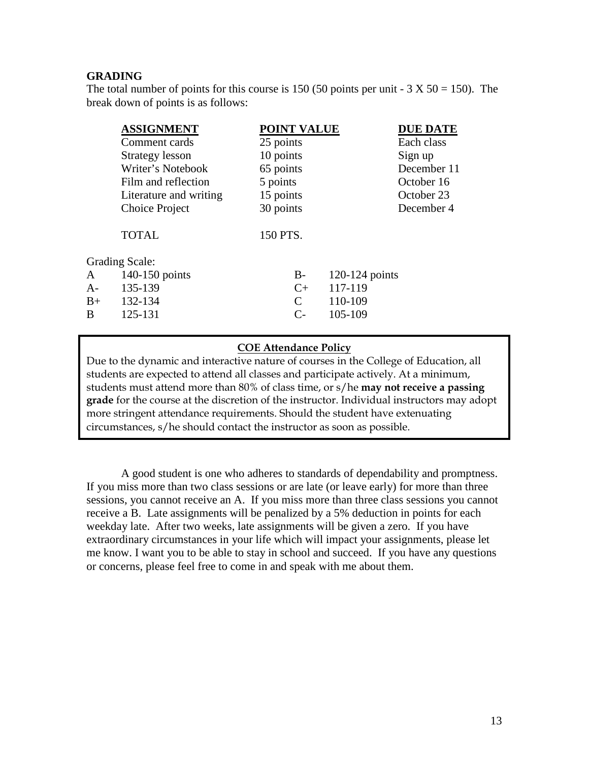**GRADING**

The total number of points for this course is 150 (50 points per unit - 3 X 50 = 150). The break down of points is as follows:

| ASSIGNMENT | POINT VALUE | DUE DATE |
|---|---|---|
| Comment cards | 25 points | Each class |
| Strategy lesson | 10 points | Sign up |
| Writer's Notebook | 65 points | December 11 |
| Film and reflection | 5 points | October 16 |
| Literature and writing | 15 points | October 23 |
| Choice Project | 30 points | December 4 |
| TOTAL | 150 PTS. | |

Grading Scale:

| | | | |
|---|---|---|---|
| A | 140-150 points | B- | 120-124 points |
| A- | 135-139 | C+ | 117-119 |
| B+ | 132-134 | C | 110-109 |
| B | 125-131 | C- | 105-109 |

**COE Attendance Policy**

Due to the dynamic and interactive nature of courses in the College of Education, all students are expected to attend all classes and participate actively. At a minimum, students must attend more than 80% of class time, or s/he **may not receive a passing grade** for the course at the discretion of the instructor. Individual instructors may adopt more stringent attendance requirements. Should the student have extenuating circumstances, s/he should contact the instructor as soon as possible.

A good student is one who adheres to standards of dependability and promptness. If you miss more than two class sessions or are late (or leave early) for more than three sessions, you cannot receive an A. If you miss more than three class sessions you cannot receive a B. Late assignments will be penalized by a 5% deduction in points for each weekday late. After two weeks, late assignments will be given a zero. If you have extraordinary circumstances in your life which will impact your assignments, please let me know. I want you to be able to stay in school and succeed. If you have any questions or concerns, please feel free to come in and speak with me about them.